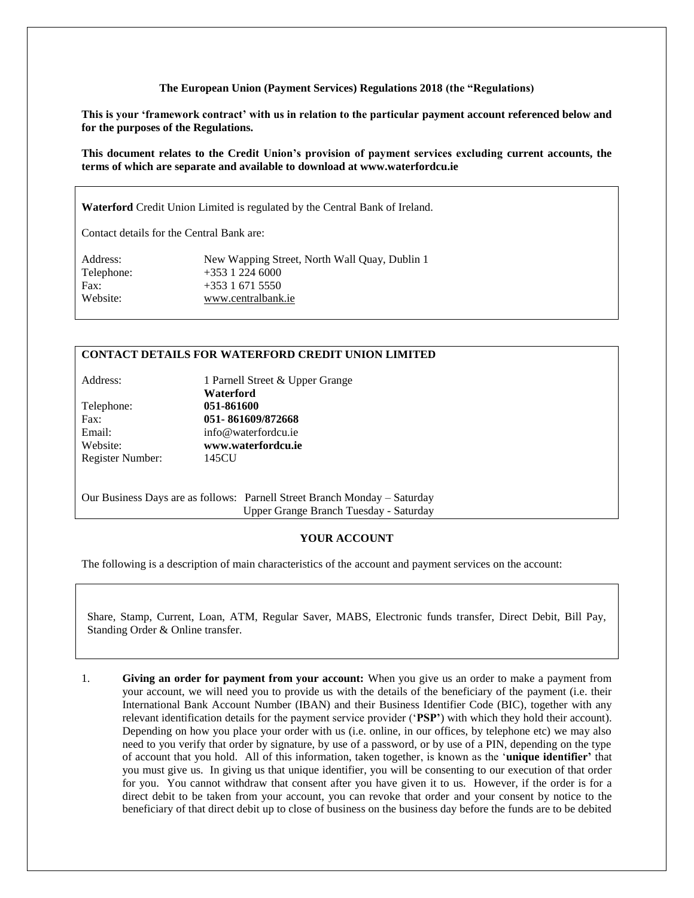**The European Union (Payment Services) Regulations 2018 (the "Regulations)**

**This is your 'framework contract' with us in relation to the particular payment account referenced below and for the purposes of the Regulations.**

**This document relates to the Credit Union's provision of payment services excluding current accounts, the terms of which are separate and available to download at www.waterfordcu.ie**

**Waterford** Credit Union Limited is regulated by the Central Bank of Ireland.

Contact details for the Central Bank are:

| | |
|---|---|
| Address: | New Wapping Street, North Wall Quay, Dublin 1 |
| Telephone: | +353 1 224 6000 |
| Fax: | +353 1 671 5550 |
| Website: | www.centralbank.ie |

**CONTACT DETAILS FOR WATERFORD CREDIT UNION LIMITED**

| | |
|---|---|
| Address: | 1 Parnell Street & Upper Grange **Waterford** |
| Telephone: | **051-861600** |
| Fax: | **051- 861609/872668** |
| Email: | info@waterfordcu.ie |
| Website: | **www.waterfordcu.ie** |
| Register Number: | 145CU |

Our Business Days are as follows: Parnell Street Branch Monday – Saturday
Upper Grange Branch Tuesday - Saturday

## YOUR ACCOUNT

The following is a description of main characteristics of the account and payment services on the account:

Share, Stamp, Current, Loan, ATM, Regular Saver, MABS, Electronic funds transfer, Direct Debit, Bill Pay, Standing Order & Online transfer.

1. **Giving an order for payment from your account:** When you give us an order to make a payment from your account, we will need you to provide us with the details of the beneficiary of the payment (i.e. their International Bank Account Number (IBAN) and their Business Identifier Code (BIC), together with any relevant identification details for the payment service provider ('**PSP'**) with which they hold their account). Depending on how you place your order with us (i.e. online, in our offices, by telephone etc) we may also need to you verify that order by signature, by use of a password, or by use of a PIN, depending on the type of account that you hold. All of this information, taken together, is known as the '**unique identifier'** that you must give us. In giving us that unique identifier, you will be consenting to our execution of that order for you. You cannot withdraw that consent after you have given it to us. However, if the order is for a direct debit to be taken from your account, you can revoke that order and your consent by notice to the beneficiary of that direct debit up to close of business on the business day before the funds are to be debited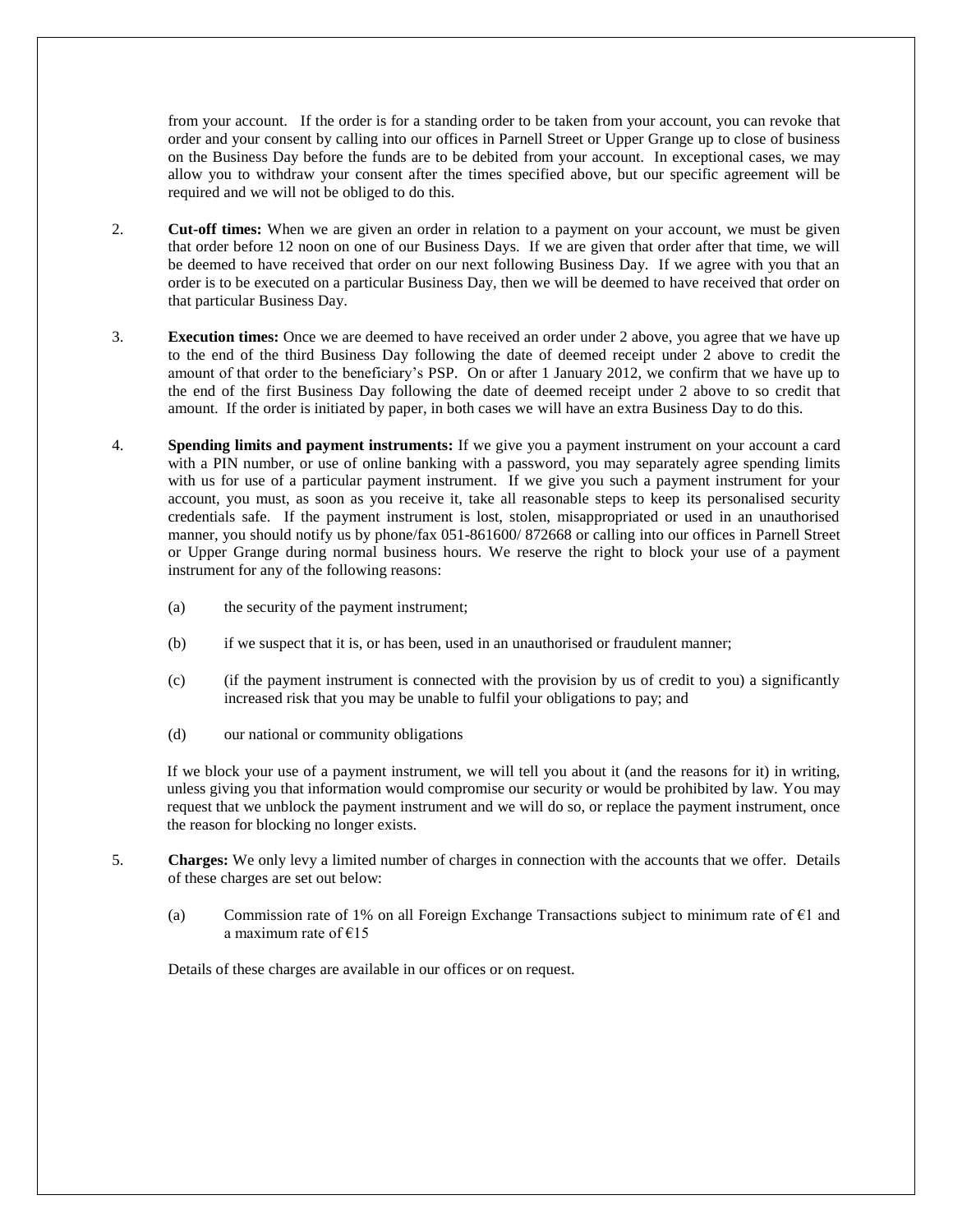from your account. If the order is for a standing order to be taken from your account, you can revoke that order and your consent by calling into our offices in Parnell Street or Upper Grange up to close of business on the Business Day before the funds are to be debited from your account. In exceptional cases, we may allow you to withdraw your consent after the times specified above, but our specific agreement will be required and we will not be obliged to do this.

2. **Cut-off times:** When we are given an order in relation to a payment on your account, we must be given that order before 12 noon on one of our Business Days. If we are given that order after that time, we will be deemed to have received that order on our next following Business Day. If we agree with you that an order is to be executed on a particular Business Day, then we will be deemed to have received that order on that particular Business Day.

3. **Execution times:** Once we are deemed to have received an order under 2 above, you agree that we have up to the end of the third Business Day following the date of deemed receipt under 2 above to credit the amount of that order to the beneficiary's PSP. On or after 1 January 2012, we confirm that we have up to the end of the first Business Day following the date of deemed receipt under 2 above to so credit that amount. If the order is initiated by paper, in both cases we will have an extra Business Day to do this.

4. **Spending limits and payment instruments:** If we give you a payment instrument on your account a card with a PIN number, or use of online banking with a password, you may separately agree spending limits with us for use of a particular payment instrument. If we give you such a payment instrument for your account, you must, as soon as you receive it, take all reasonable steps to keep its personalised security credentials safe. If the payment instrument is lost, stolen, misappropriated or used in an unauthorised manner, you should notify us by phone/fax 051-861600/ 872668 or calling into our offices in Parnell Street or Upper Grange during normal business hours. We reserve the right to block your use of a payment instrument for any of the following reasons:

   (a) the security of the payment instrument;

   (b) if we suspect that it is, or has been, used in an unauthorised or fraudulent manner;

   (c) (if the payment instrument is connected with the provision by us of credit to you) a significantly increased risk that you may be unable to fulfil your obligations to pay; and

   (d) our national or community obligations

   If we block your use of a payment instrument, we will tell you about it (and the reasons for it) in writing, unless giving you that information would compromise our security or would be prohibited by law. You may request that we unblock the payment instrument and we will do so, or replace the payment instrument, once the reason for blocking no longer exists.

5. **Charges:** We only levy a limited number of charges in connection with the accounts that we offer. Details of these charges are set out below:

   (a) Commission rate of 1% on all Foreign Exchange Transactions subject to minimum rate of €1 and a maximum rate of €15

   Details of these charges are available in our offices or on request.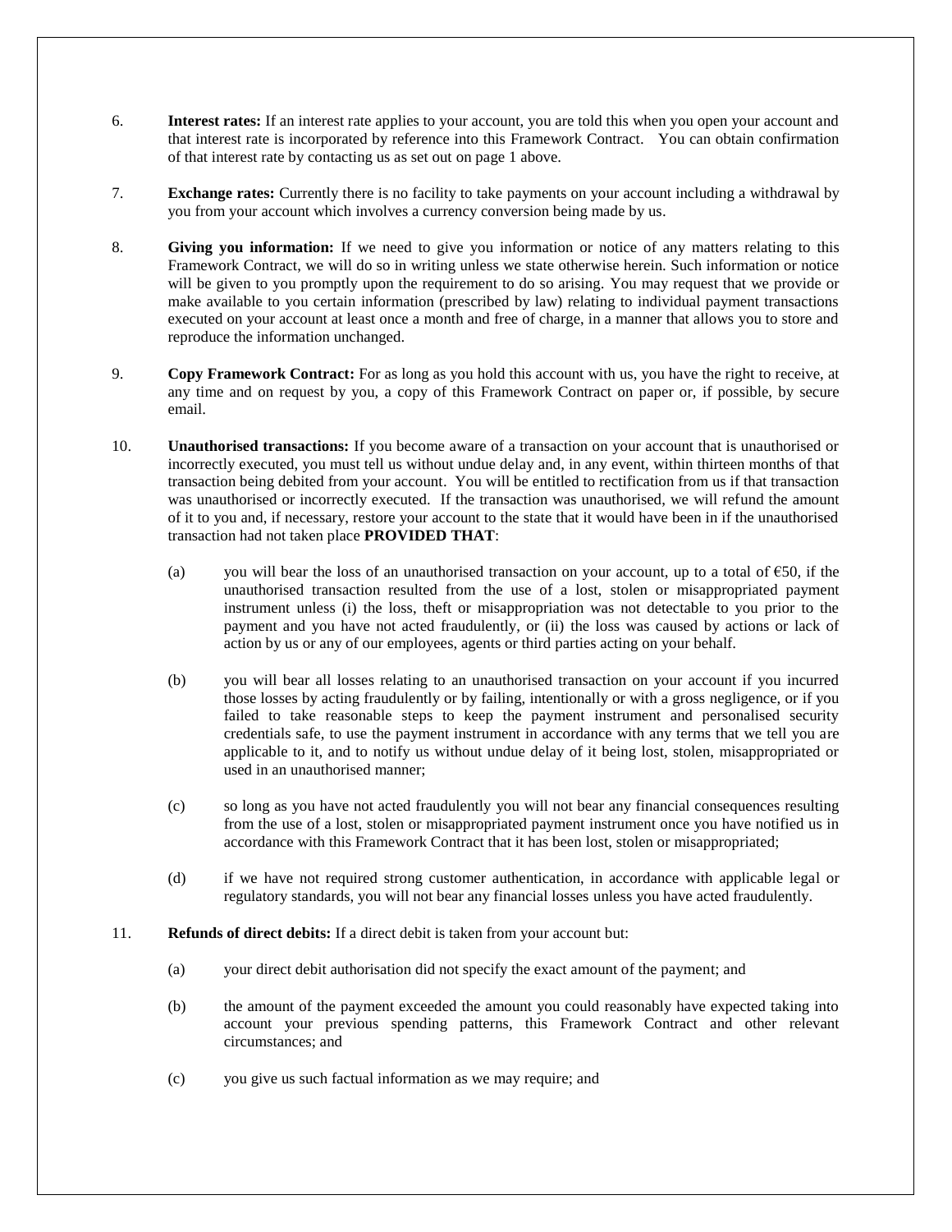6. **Interest rates:** If an interest rate applies to your account, you are told this when you open your account and that interest rate is incorporated by reference into this Framework Contract. You can obtain confirmation of that interest rate by contacting us as set out on page 1 above.

7. **Exchange rates:** Currently there is no facility to take payments on your account including a withdrawal by you from your account which involves a currency conversion being made by us.

8. **Giving you information:** If we need to give you information or notice of any matters relating to this Framework Contract, we will do so in writing unless we state otherwise herein. Such information or notice will be given to you promptly upon the requirement to do so arising. You may request that we provide or make available to you certain information (prescribed by law) relating to individual payment transactions executed on your account at least once a month and free of charge, in a manner that allows you to store and reproduce the information unchanged.

9. **Copy Framework Contract:** For as long as you hold this account with us, you have the right to receive, at any time and on request by you, a copy of this Framework Contract on paper or, if possible, by secure email.

10. **Unauthorised transactions:** If you become aware of a transaction on your account that is unauthorised or incorrectly executed, you must tell us without undue delay and, in any event, within thirteen months of that transaction being debited from your account. You will be entitled to rectification from us if that transaction was unauthorised or incorrectly executed. If the transaction was unauthorised, we will refund the amount of it to you and, if necessary, restore your account to the state that it would have been in if the unauthorised transaction had not taken place **PROVIDED THAT**:

    (a) you will bear the loss of an unauthorised transaction on your account, up to a total of €50, if the unauthorised transaction resulted from the use of a lost, stolen or misappropriated payment instrument unless (i) the loss, theft or misappropriation was not detectable to you prior to the payment and you have not acted fraudulently, or (ii) the loss was caused by actions or lack of action by us or any of our employees, agents or third parties acting on your behalf.

    (b) you will bear all losses relating to an unauthorised transaction on your account if you incurred those losses by acting fraudulently or by failing, intentionally or with a gross negligence, or if you failed to take reasonable steps to keep the payment instrument and personalised security credentials safe, to use the payment instrument in accordance with any terms that we tell you are applicable to it, and to notify us without undue delay of it being lost, stolen, misappropriated or used in an unauthorised manner;

    (c) so long as you have not acted fraudulently you will not bear any financial consequences resulting from the use of a lost, stolen or misappropriated payment instrument once you have notified us in accordance with this Framework Contract that it has been lost, stolen or misappropriated;

    (d) if we have not required strong customer authentication, in accordance with applicable legal or regulatory standards, you will not bear any financial losses unless you have acted fraudulently.

11. **Refunds of direct debits:** If a direct debit is taken from your account but:

    (a) your direct debit authorisation did not specify the exact amount of the payment; and

    (b) the amount of the payment exceeded the amount you could reasonably have expected taking into account your previous spending patterns, this Framework Contract and other relevant circumstances; and

    (c) you give us such factual information as we may require; and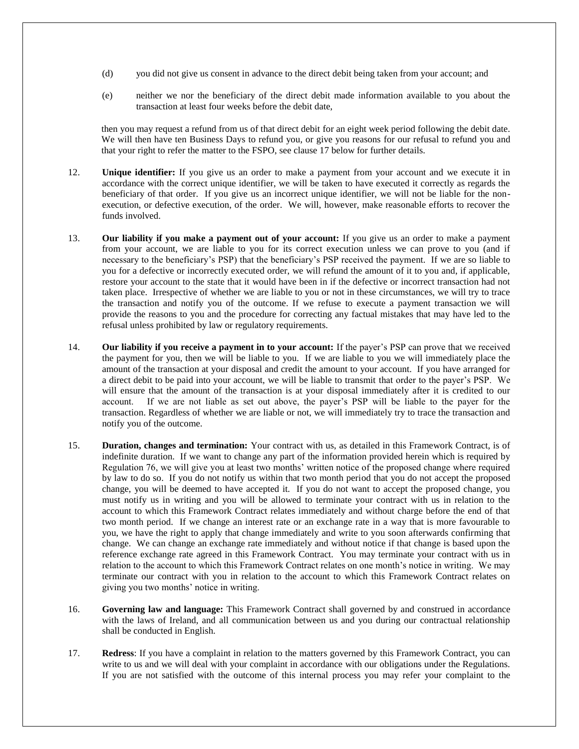(d) you did not give us consent in advance to the direct debit being taken from your account; and

(e) neither we nor the beneficiary of the direct debit made information available to you about the transaction at least four weeks before the debit date,

then you may request a refund from us of that direct debit for an eight week period following the debit date. We will then have ten Business Days to refund you, or give you reasons for our refusal to refund you and that your right to refer the matter to the FSPO, see clause 17 below for further details.

12. **Unique identifier:** If you give us an order to make a payment from your account and we execute it in accordance with the correct unique identifier, we will be taken to have executed it correctly as regards the beneficiary of that order. If you give us an incorrect unique identifier, we will not be liable for the non-execution, or defective execution, of the order. We will, however, make reasonable efforts to recover the funds involved.

13. **Our liability if you make a payment out of your account:** If you give us an order to make a payment from your account, we are liable to you for its correct execution unless we can prove to you (and if necessary to the beneficiary's PSP) that the beneficiary's PSP received the payment. If we are so liable to you for a defective or incorrectly executed order, we will refund the amount of it to you and, if applicable, restore your account to the state that it would have been in if the defective or incorrect transaction had not taken place. Irrespective of whether we are liable to you or not in these circumstances, we will try to trace the transaction and notify you of the outcome. If we refuse to execute a payment transaction we will provide the reasons to you and the procedure for correcting any factual mistakes that may have led to the refusal unless prohibited by law or regulatory requirements.

14. **Our liability if you receive a payment in to your account:** If the payer's PSP can prove that we received the payment for you, then we will be liable to you. If we are liable to you we will immediately place the amount of the transaction at your disposal and credit the amount to your account. If you have arranged for a direct debit to be paid into your account, we will be liable to transmit that order to the payer's PSP. We will ensure that the amount of the transaction is at your disposal immediately after it is credited to our account. If we are not liable as set out above, the payer's PSP will be liable to the payer for the transaction. Regardless of whether we are liable or not, we will immediately try to trace the transaction and notify you of the outcome.

15. **Duration, changes and termination:** Your contract with us, as detailed in this Framework Contract, is of indefinite duration. If we want to change any part of the information provided herein which is required by Regulation 76, we will give you at least two months' written notice of the proposed change where required by law to do so. If you do not notify us within that two month period that you do not accept the proposed change, you will be deemed to have accepted it. If you do not want to accept the proposed change, you must notify us in writing and you will be allowed to terminate your contract with us in relation to the account to which this Framework Contract relates immediately and without charge before the end of that two month period. If we change an interest rate or an exchange rate in a way that is more favourable to you, we have the right to apply that change immediately and write to you soon afterwards confirming that change. We can change an exchange rate immediately and without notice if that change is based upon the reference exchange rate agreed in this Framework Contract. You may terminate your contract with us in relation to the account to which this Framework Contract relates on one month's notice in writing. We may terminate our contract with you in relation to the account to which this Framework Contract relates on giving you two months' notice in writing.

16. **Governing law and language:** This Framework Contract shall governed by and construed in accordance with the laws of Ireland, and all communication between us and you during our contractual relationship shall be conducted in English.

17. **Redress**: If you have a complaint in relation to the matters governed by this Framework Contract, you can write to us and we will deal with your complaint in accordance with our obligations under the Regulations. If you are not satisfied with the outcome of this internal process you may refer your complaint to the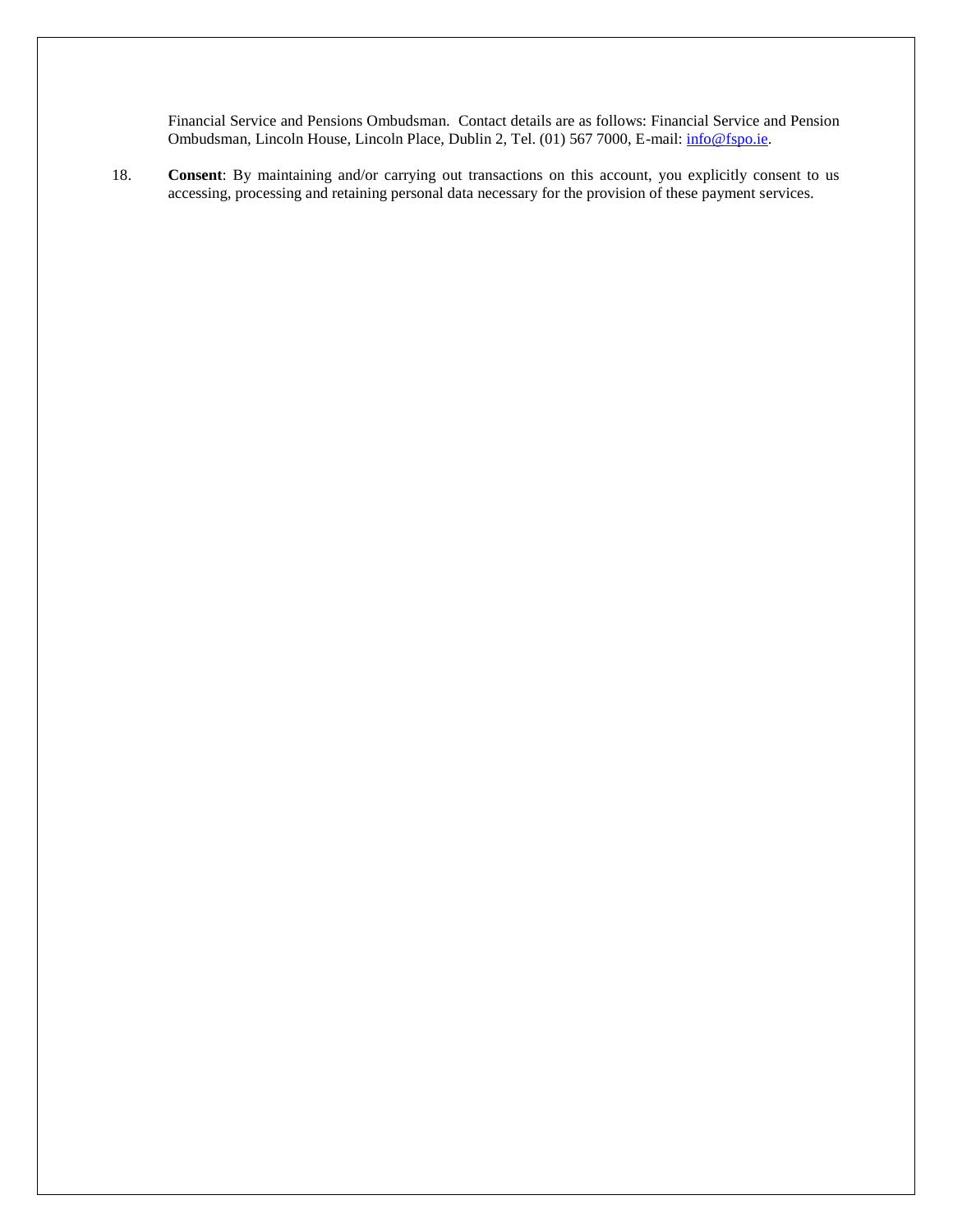Financial Service and Pensions Ombudsman. Contact details are as follows: Financial Service and Pension Ombudsman, Lincoln House, Lincoln Place, Dublin 2, Tel. (01) 567 7000, E-mail: info@fspo.ie.

18. **Consent**: By maintaining and/or carrying out transactions on this account, you explicitly consent to us accessing, processing and retaining personal data necessary for the provision of these payment services.